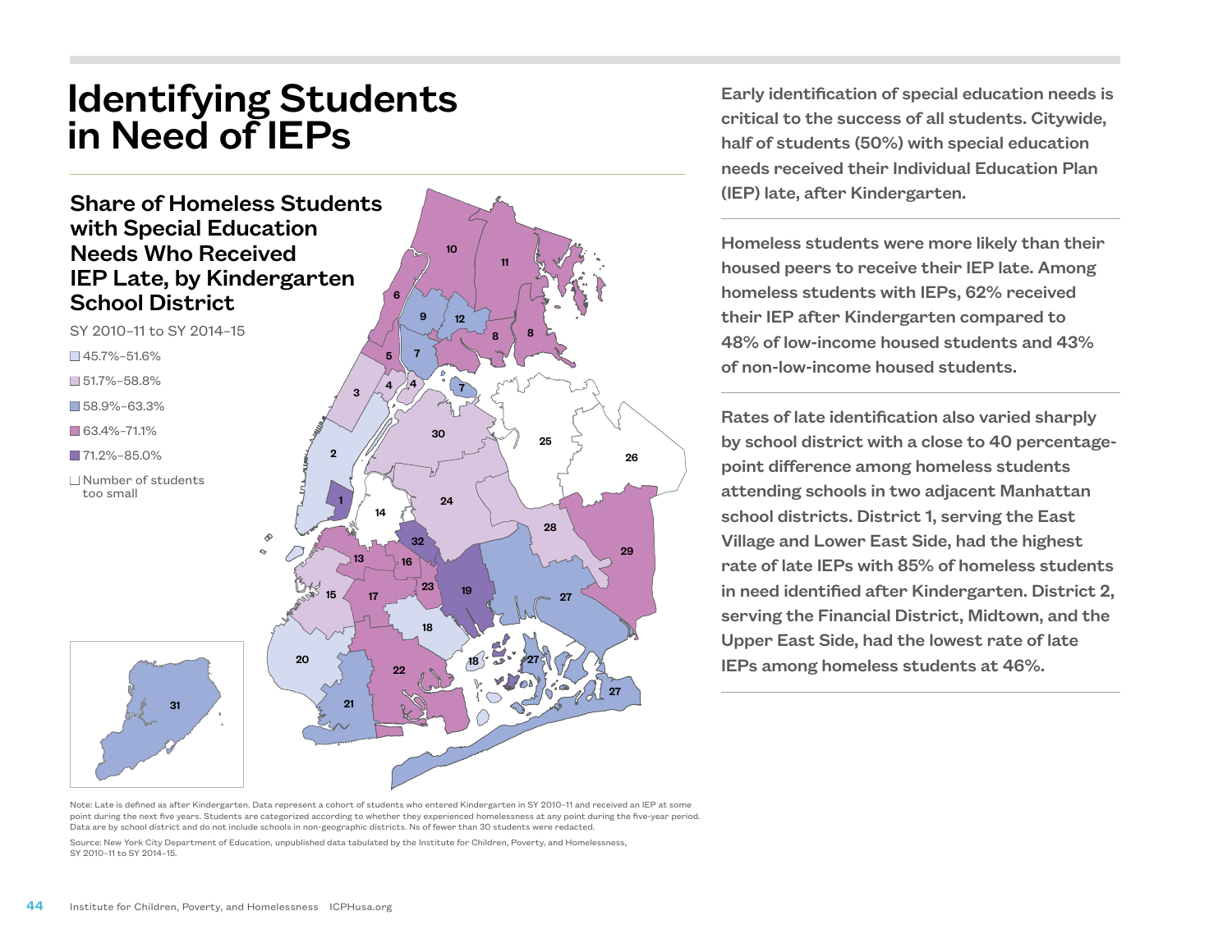# Identifying Students in Need of IEPs

## Share of Homeless Students with Special Education Needs Who Received IEP Late, by Kindergarten School District

SY 2010–11 to SY 2014–15

- 45.7%–51.6%
- 51.7%–58.8%
- 58.9%–63.3%
- 63.4%–71.1%
- 71.2%–85.0%
- Number of students too small

Note: Late is defined as after Kindergarten. Data represent a cohort of students who entered Kindergarten in SY 2010–11 and received an IEP at some point during the next five years. Students are categorized according to whether they experienced homelessness at any point during the five-year period. Data are by school district and do not include schools in non-geographic districts. Ns of fewer than 30 students were redacted.

Source: New York City Department of Education, unpublished data tabulated by the Institute for Children, Poverty, and Homelessness, SY 2010–11 to SY 2014–15.

**Early identification of special education needs is critical to the success of all students. Citywide, half of students (50%) with special education needs received their Individual Education Plan (IEP) late, after Kindergarten.**

**Homeless students were more likely than their housed peers to receive their IEP late. Among homeless students with IEPs, 62% received their IEP after Kindergarten compared to 48% of low-income housed students and 43% of non-low-income housed students.**

**Rates of late identification also varied sharply by school district with a close to 40 percentage-point difference among homeless students attending schools in two adjacent Manhattan school districts. District 1, serving the East Village and Lower East Side, had the highest rate of late IEPs with 85% of homeless students in need identified after Kindergarten. District 2, serving the Financial District, Midtown, and the Upper East Side, had the lowest rate of late IEPs among homeless students at 46%.**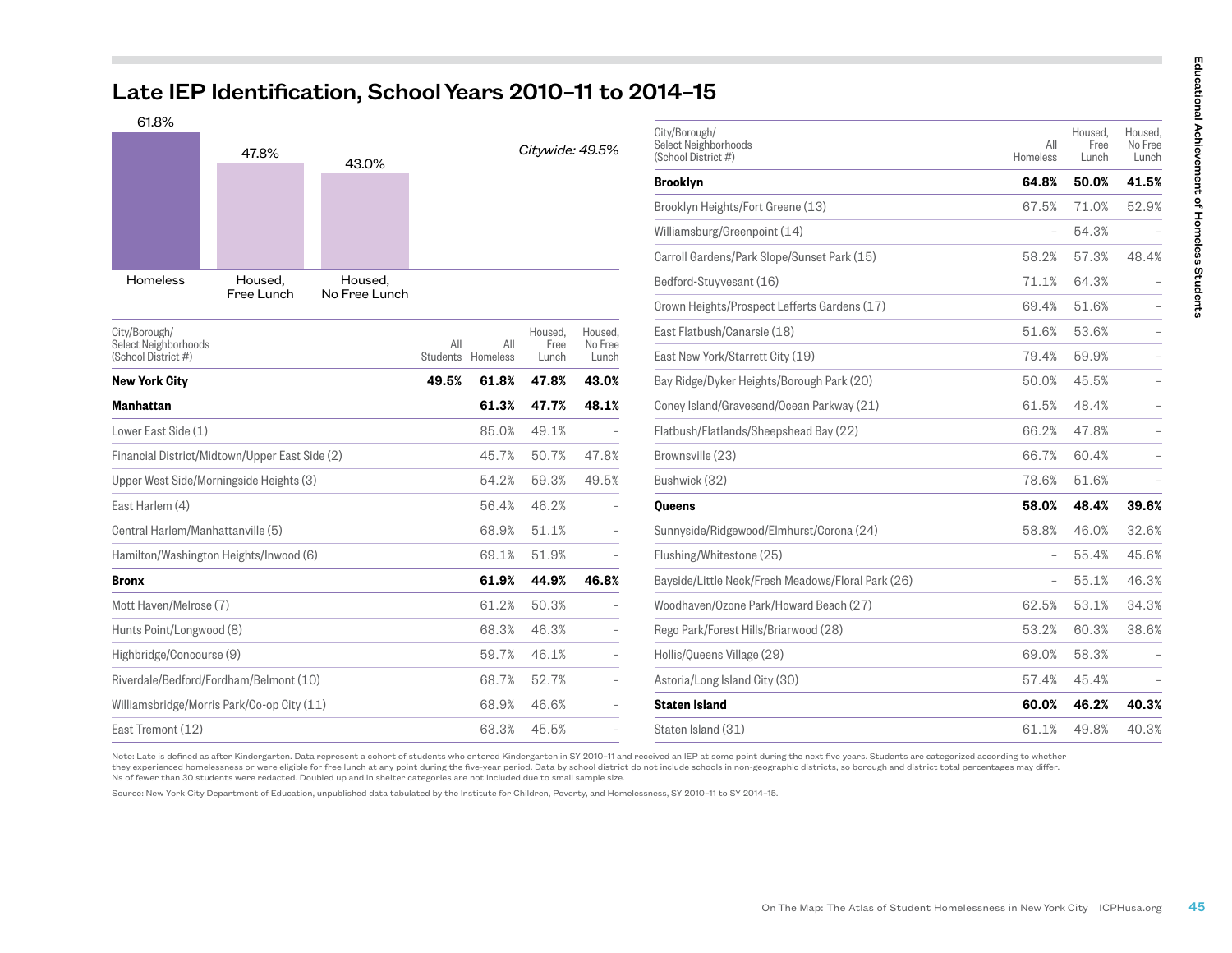# Late IEP Identification, School Years 2010–11 to 2014–15

61.8%
47.8%
43.0%
Citywide: 49.5%
Homeless
Housed, Free Lunch
Housed, No Free Lunch

| City/Borough/ Select Neighborhoods (School District #) | All Students | All Homeless | Housed, Free Lunch | Housed, No Free Lunch |
|---|---|---|---|---|
| **New York City** | **49.5%** | **61.8%** | **47.8%** | **43.0%** |
| **Manhattan** | | **61.3%** | **47.7%** | **48.1%** |
| Lower East Side (1) | | 85.0% | 49.1% | – |
| Financial District/Midtown/Upper East Side (2) | | 45.7% | 50.7% | 47.8% |
| Upper West Side/Morningside Heights (3) | | 54.2% | 59.3% | 49.5% |
| East Harlem (4) | | 56.4% | 46.2% | – |
| Central Harlem/Manhattanville (5) | | 68.9% | 51.1% | – |
| Hamilton/Washington Heights/Inwood (6) | | 69.1% | 51.9% | – |
| **Bronx** | | **61.9%** | **44.9%** | **46.8%** |
| Mott Haven/Melrose (7) | | 61.2% | 50.3% | – |
| Hunts Point/Longwood (8) | | 68.3% | 46.3% | – |
| Highbridge/Concourse (9) | | 59.7% | 46.1% | – |
| Riverdale/Bedford/Fordham/Belmont (10) | | 68.7% | 52.7% | – |
| Williamsbridge/Morris Park/Co-op City (11) | | 68.9% | 46.6% | – |
| East Tremont (12) | | 63.3% | 45.5% | – |

| City/Borough/ Select Neighborhoods (School District #) | All Homeless | Housed, Free Lunch | Housed, No Free Lunch |
|---|---|---|---|
| **Brooklyn** | **64.8%** | **50.0%** | **41.5%** |
| Brooklyn Heights/Fort Greene (13) | 67.5% | 71.0% | 52.9% |
| Williamsburg/Greenpoint (14) | – | 54.3% | – |
| Carroll Gardens/Park Slope/Sunset Park (15) | 58.2% | 57.3% | 48.4% |
| Bedford-Stuyvesant (16) | 71.1% | 64.3% | – |
| Crown Heights/Prospect Lefferts Gardens (17) | 69.4% | 51.6% | – |
| East Flatbush/Canarsie (18) | 51.6% | 53.6% | – |
| East New York/Starrett City (19) | 79.4% | 59.9% | – |
| Bay Ridge/Dyker Heights/Borough Park (20) | 50.0% | 45.5% | – |
| Coney Island/Gravesend/Ocean Parkway (21) | 61.5% | 48.4% | – |
| Flatbush/Flatlands/Sheepshead Bay (22) | 66.2% | 47.8% | – |
| Brownsville (23) | 66.7% | 60.4% | – |
| Bushwick (32) | 78.6% | 51.6% | – |
| **Queens** | **58.0%** | **48.4%** | **39.6%** |
| Sunnyside/Ridgewood/Elmhurst/Corona (24) | 58.8% | 46.0% | 32.6% |
| Flushing/Whitestone (25) | – | 55.4% | 45.6% |
| Bayside/Little Neck/Fresh Meadows/Floral Park (26) | – | 55.1% | 46.3% |
| Woodhaven/Ozone Park/Howard Beach (27) | 62.5% | 53.1% | 34.3% |
| Rego Park/Forest Hills/Briarwood (28) | 53.2% | 60.3% | 38.6% |
| Hollis/Queens Village (29) | 69.0% | 58.3% | – |
| Astoria/Long Island City (30) | 57.4% | 45.4% | – |
| **Staten Island** | **60.0%** | **46.2%** | **40.3%** |
| Staten Island (31) | 61.1% | 49.8% | 40.3% |

Note: Late is defined as after Kindergarten. Data represent a cohort of students who entered Kindergarten in SY 2010–11 and received an IEP at some point during the next five years. Students are categorized according to whether they experienced homelessness or were eligible for free lunch at any point during the five-year period. Data by school district do not include schools in non-geographic districts, so borough and district total percentages may differ. Ns of fewer than 30 students were redacted. Doubled up and in shelter categories are not included due to small sample size.

Source: New York City Department of Education, unpublished data tabulated by the Institute for Children, Poverty, and Homelessness, SY 2010–11 to SY 2014–15.